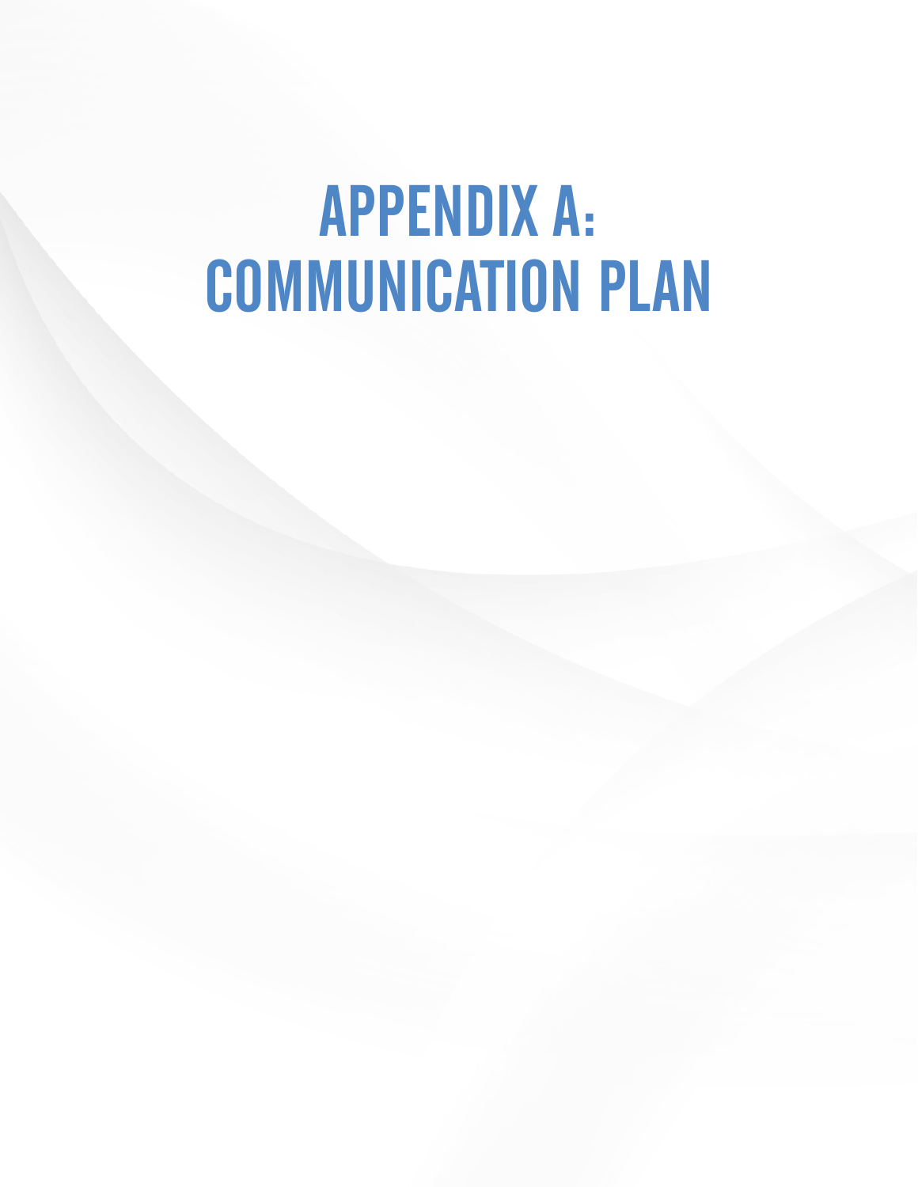# APPENDIX A: COMMUNICATION PLAN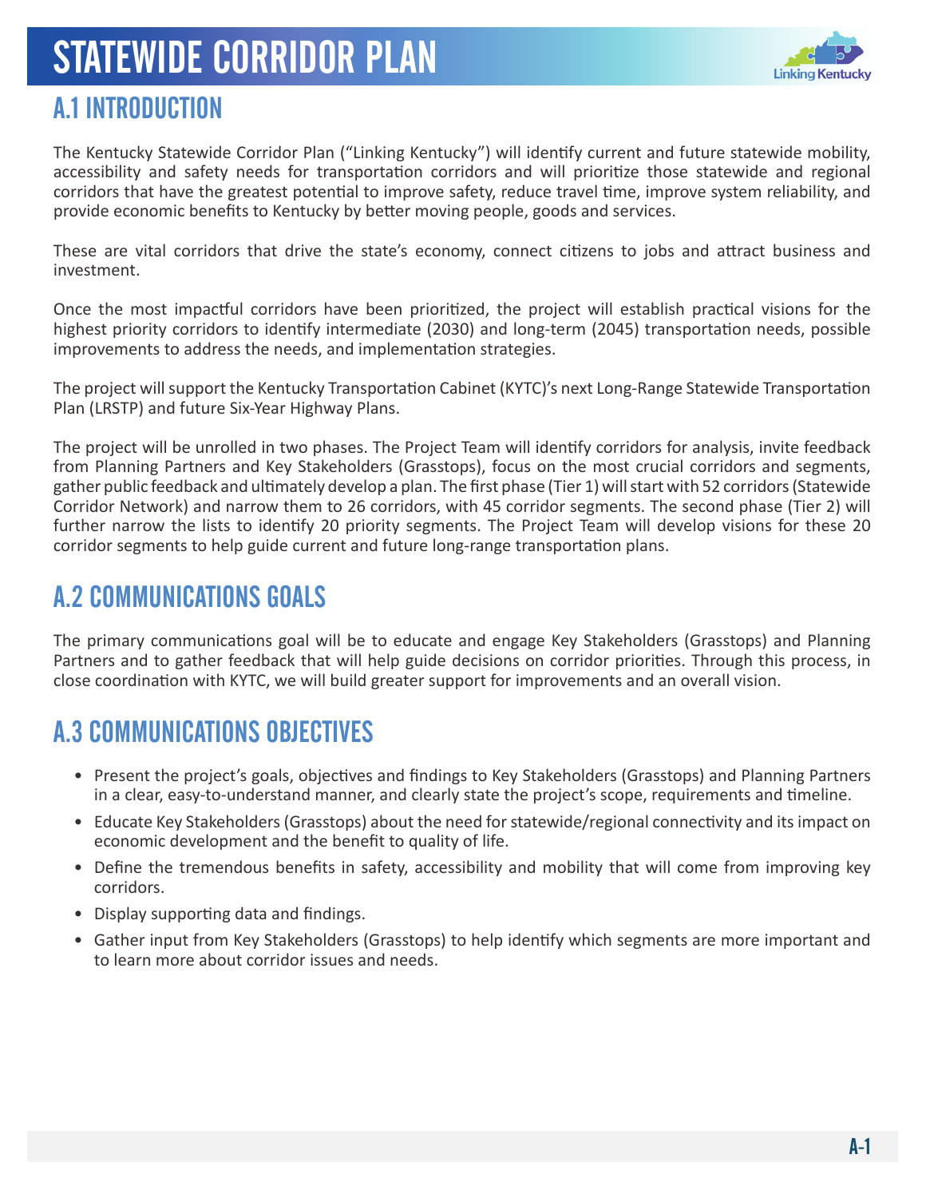# STATEWIDE CORRIDOR PLAN

## A.1 INTRODUCTION

The Kentucky Statewide Corridor Plan ("Linking Kentucky") will identify current and future statewide mobility, accessibility and safety needs for transportation corridors and will prioritize those statewide and regional corridors that have the greatest potential to improve safety, reduce travel time, improve system reliability, and provide economic benefits to Kentucky by better moving people, goods and services.

These are vital corridors that drive the state's economy, connect citizens to jobs and attract business and investment.

Once the most impactful corridors have been prioritized, the project will establish practical visions for the highest priority corridors to identify intermediate (2030) and long-term (2045) transportation needs, possible improvements to address the needs, and implementation strategies.

The project will support the Kentucky Transportation Cabinet (KYTC)'s next Long-Range Statewide Transportation Plan (LRSTP) and future Six-Year Highway Plans.

The project will be unrolled in two phases. The Project Team will identify corridors for analysis, invite feedback from Planning Partners and Key Stakeholders (Grasstops), focus on the most crucial corridors and segments, gather public feedback and ultimately develop a plan. The first phase (Tier 1) will start with 52 corridors (Statewide Corridor Network) and narrow them to 26 corridors, with 45 corridor segments. The second phase (Tier 2) will further narrow the lists to identify 20 priority segments. The Project Team will develop visions for these 20 corridor segments to help guide current and future long-range transportation plans.

## A.2 COMMUNICATIONS GOALS

The primary communications goal will be to educate and engage Key Stakeholders (Grasstops) and Planning Partners and to gather feedback that will help guide decisions on corridor priorities. Through this process, in close coordination with KYTC, we will build greater support for improvements and an overall vision.

## A.3 COMMUNICATIONS OBJECTIVES

- Present the project's goals, objectives and findings to Key Stakeholders (Grasstops) and Planning Partners in a clear, easy-to-understand manner, and clearly state the project's scope, requirements and timeline.
- Educate Key Stakeholders (Grasstops) about the need for statewide/regional connectivity and its impact on economic development and the benefit to quality of life.
- Define the tremendous benefits in safety, accessibility and mobility that will come from improving key corridors.
- Display supporting data and findings.
- Gather input from Key Stakeholders (Grasstops) to help identify which segments are more important and to learn more about corridor issues and needs.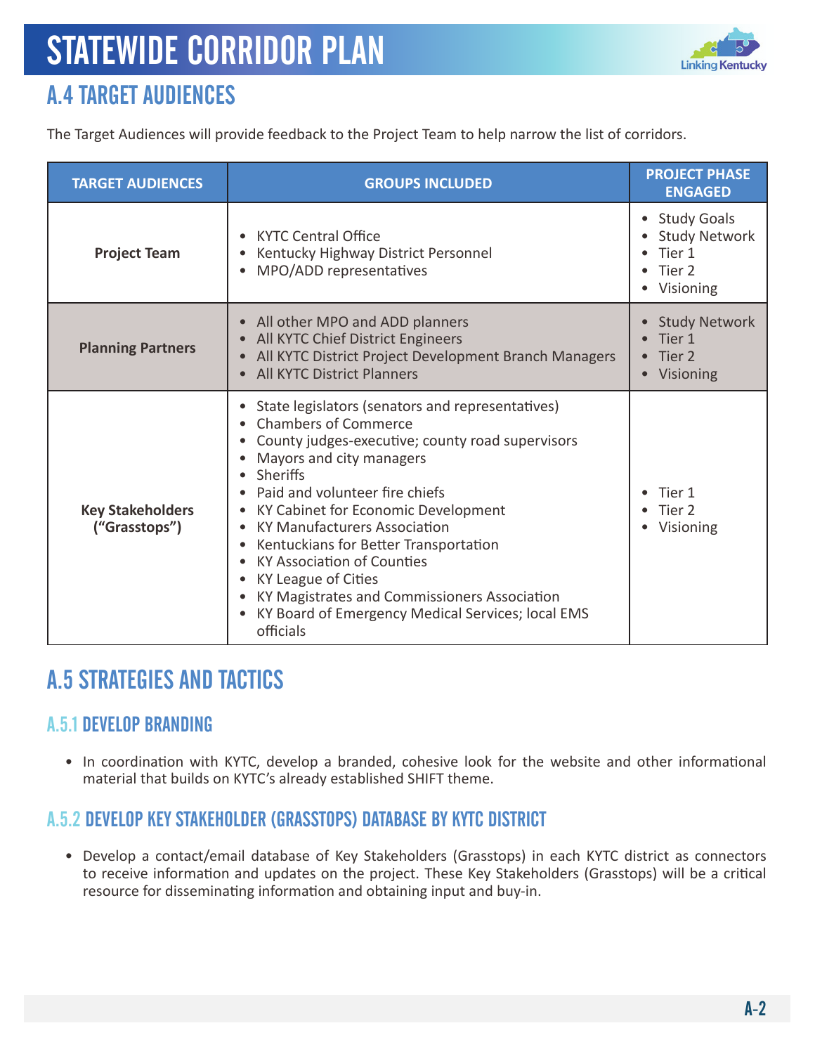## A.4 TARGET AUDIENCES

The Target Audiences will provide feedback to the Project Team to help narrow the list of corridors.

| TARGET AUDIENCES | GROUPS INCLUDED | PROJECT PHASE ENGAGED |
|---|---|---|
| **Project Team** | • KYTC Central Office<br>• Kentucky Highway District Personnel<br>• MPO/ADD representatives | • Study Goals<br>• Study Network<br>• Tier 1<br>• Tier 2<br>• Visioning |
| **Planning Partners** | • All other MPO and ADD planners<br>• All KYTC Chief District Engineers<br>• All KYTC District Project Development Branch Managers<br>• All KYTC District Planners | • Study Network<br>• Tier 1<br>• Tier 2<br>• Visioning |
| **Key Stakeholders ("Grasstops")** | • State legislators (senators and representatives)<br>• Chambers of Commerce<br>• County judges-executive; county road supervisors<br>• Mayors and city managers<br>• Sheriffs<br>• Paid and volunteer fire chiefs<br>• KY Cabinet for Economic Development<br>• KY Manufacturers Association<br>• Kentuckians for Better Transportation<br>• KY Association of Counties<br>• KY League of Cities<br>• KY Magistrates and Commissioners Association<br>• KY Board of Emergency Medical Services; local EMS officials | • Tier 1<br>• Tier 2<br>• Visioning |

## A.5 STRATEGIES AND TACTICS

### A.5.1 DEVELOP BRANDING

- In coordination with KYTC, develop a branded, cohesive look for the website and other informational material that builds on KYTC's already established SHIFT theme.

### A.5.2 DEVELOP KEY STAKEHOLDER (GRASSTOPS) DATABASE BY KYTC DISTRICT

- Develop a contact/email database of Key Stakeholders (Grasstops) in each KYTC district as connectors to receive information and updates on the project. These Key Stakeholders (Grasstops) will be a critical resource for disseminating information and obtaining input and buy-in.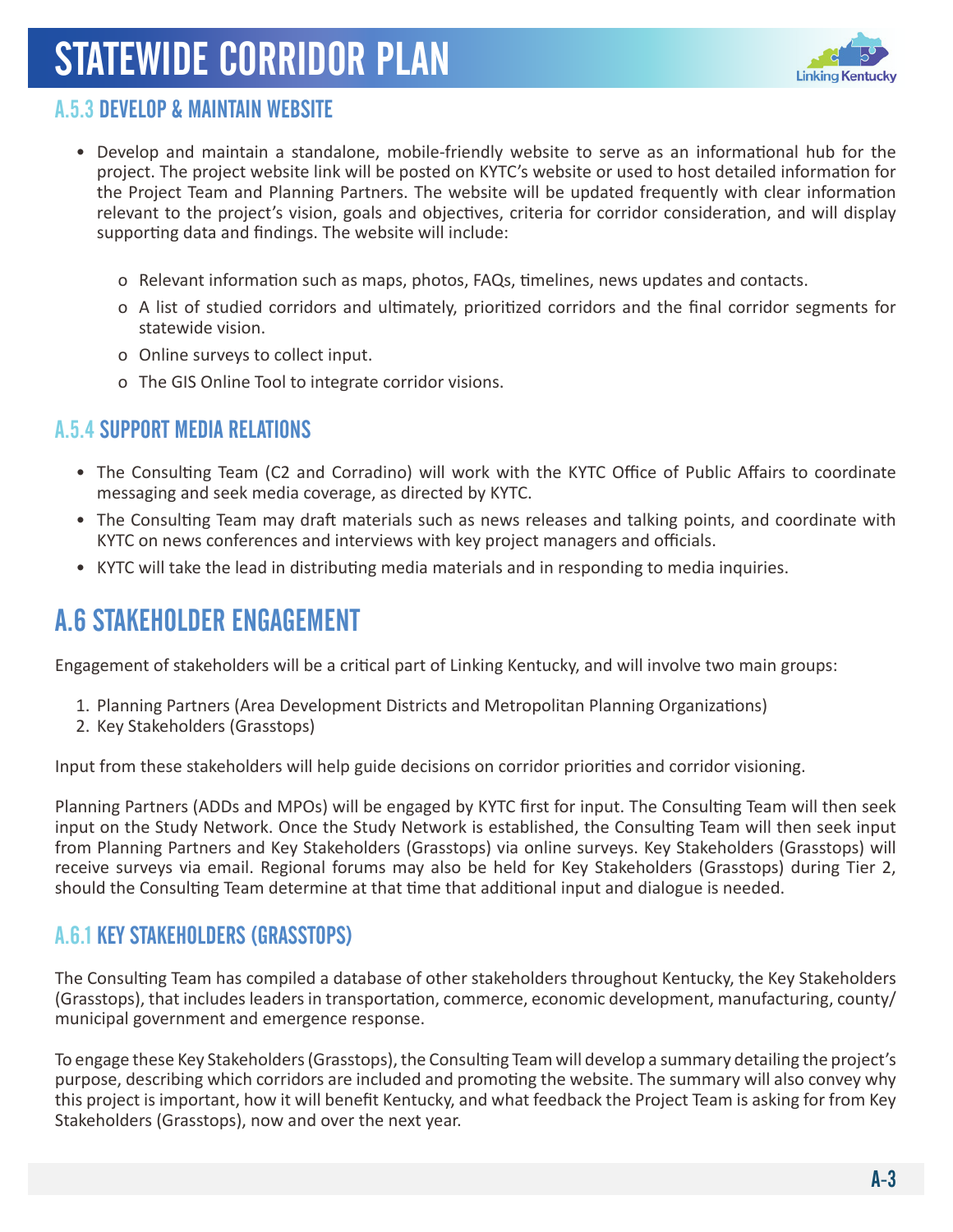### A.5.3 DEVELOP & MAINTAIN WEBSITE

- Develop and maintain a standalone, mobile-friendly website to serve as an informational hub for the project. The project website link will be posted on KYTC's website or used to host detailed information for the Project Team and Planning Partners. The website will be updated frequently with clear information relevant to the project's vision, goals and objectives, criteria for corridor consideration, and will display supporting data and findings. The website will include:
    - Relevant information such as maps, photos, FAQs, timelines, news updates and contacts.
    - A list of studied corridors and ultimately, prioritized corridors and the final corridor segments for statewide vision.
    - Online surveys to collect input.
    - The GIS Online Tool to integrate corridor visions.

### A.5.4 SUPPORT MEDIA RELATIONS

- The Consulting Team (C2 and Corradino) will work with the KYTC Office of Public Affairs to coordinate messaging and seek media coverage, as directed by KYTC.
- The Consulting Team may draft materials such as news releases and talking points, and coordinate with KYTC on news conferences and interviews with key project managers and officials.
- KYTC will take the lead in distributing media materials and in responding to media inquiries.

## A.6 STAKEHOLDER ENGAGEMENT

Engagement of stakeholders will be a critical part of Linking Kentucky, and will involve two main groups:

1. Planning Partners (Area Development Districts and Metropolitan Planning Organizations)
2. Key Stakeholders (Grasstops)

Input from these stakeholders will help guide decisions on corridor priorities and corridor visioning.

Planning Partners (ADDs and MPOs) will be engaged by KYTC first for input. The Consulting Team will then seek input on the Study Network. Once the Study Network is established, the Consulting Team will then seek input from Planning Partners and Key Stakeholders (Grasstops) via online surveys. Key Stakeholders (Grasstops) will receive surveys via email. Regional forums may also be held for Key Stakeholders (Grasstops) during Tier 2, should the Consulting Team determine at that time that additional input and dialogue is needed.

### A.6.1 KEY STAKEHOLDERS (GRASSTOPS)

The Consulting Team has compiled a database of other stakeholders throughout Kentucky, the Key Stakeholders (Grasstops), that includes leaders in transportation, commerce, economic development, manufacturing, county/municipal government and emergence response.

To engage these Key Stakeholders (Grasstops), the Consulting Team will develop a summary detailing the project's purpose, describing which corridors are included and promoting the website. The summary will also convey why this project is important, how it will benefit Kentucky, and what feedback the Project Team is asking for from Key Stakeholders (Grasstops), now and over the next year.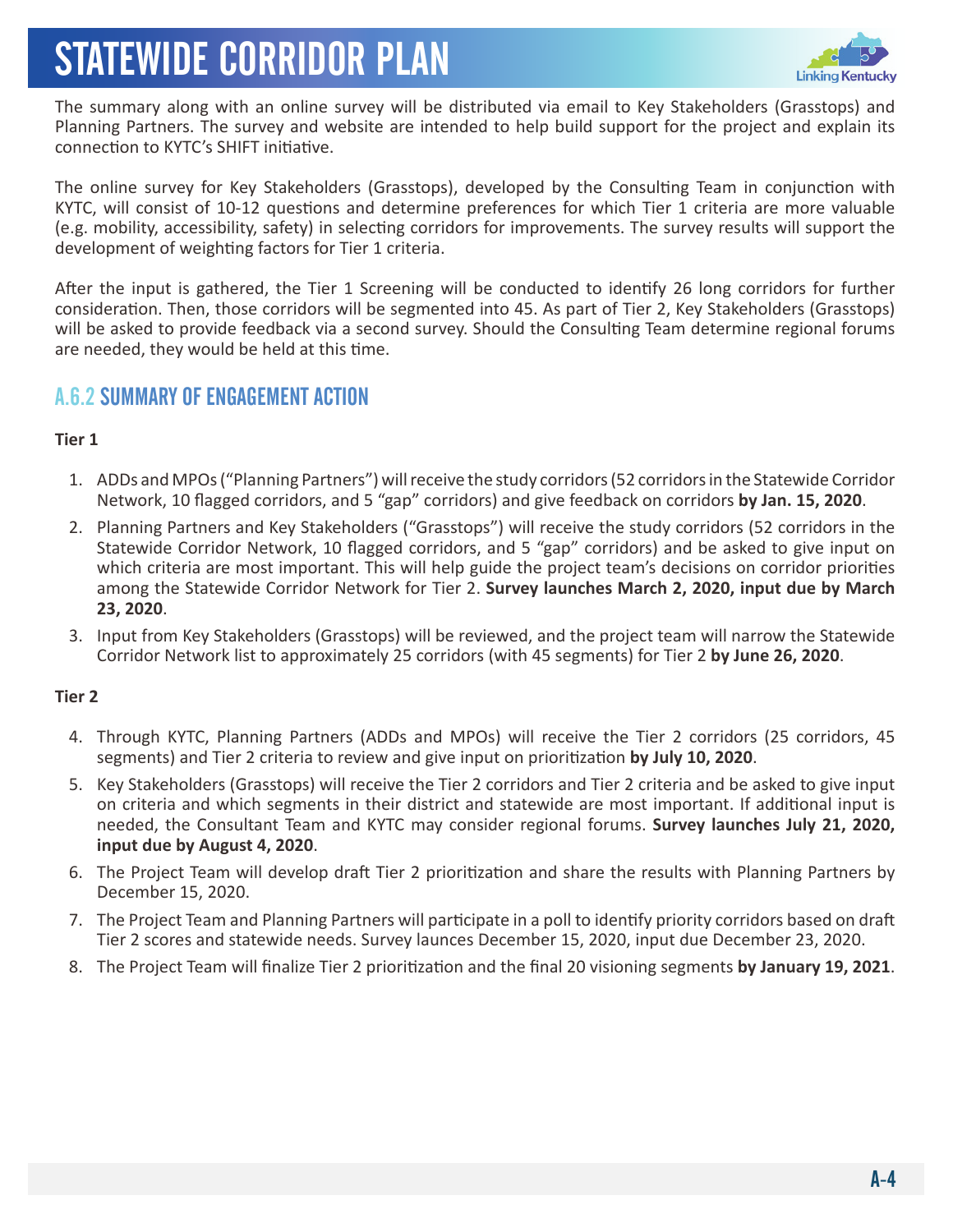The summary along with an online survey will be distributed via email to Key Stakeholders (Grasstops) and Planning Partners. The survey and website are intended to help build support for the project and explain its connection to KYTC's SHIFT initiative.

The online survey for Key Stakeholders (Grasstops), developed by the Consulting Team in conjunction with KYTC, will consist of 10-12 questions and determine preferences for which Tier 1 criteria are more valuable (e.g. mobility, accessibility, safety) in selecting corridors for improvements. The survey results will support the development of weighting factors for Tier 1 criteria.

After the input is gathered, the Tier 1 Screening will be conducted to identify 26 long corridors for further consideration. Then, those corridors will be segmented into 45. As part of Tier 2, Key Stakeholders (Grasstops) will be asked to provide feedback via a second survey. Should the Consulting Team determine regional forums are needed, they would be held at this time.

## A.6.2 SUMMARY OF ENGAGEMENT ACTION

**Tier 1**

1. ADDs and MPOs ("Planning Partners") will receive the study corridors (52 corridors in the Statewide Corridor Network, 10 flagged corridors, and 5 "gap" corridors) and give feedback on corridors **by Jan. 15, 2020**.
2. Planning Partners and Key Stakeholders ("Grasstops") will receive the study corridors (52 corridors in the Statewide Corridor Network, 10 flagged corridors, and 5 "gap" corridors) and be asked to give input on which criteria are most important. This will help guide the project team's decisions on corridor priorities among the Statewide Corridor Network for Tier 2. **Survey launches March 2, 2020, input due by March 23, 2020**.
3. Input from Key Stakeholders (Grasstops) will be reviewed, and the project team will narrow the Statewide Corridor Network list to approximately 25 corridors (with 45 segments) for Tier 2 **by June 26, 2020**.

**Tier 2**

4. Through KYTC, Planning Partners (ADDs and MPOs) will receive the Tier 2 corridors (25 corridors, 45 segments) and Tier 2 criteria to review and give input on prioritization **by July 10, 2020**.
5. Key Stakeholders (Grasstops) will receive the Tier 2 corridors and Tier 2 criteria and be asked to give input on criteria and which segments in their district and statewide are most important. If additional input is needed, the Consultant Team and KYTC may consider regional forums. **Survey launches July 21, 2020, input due by August 4, 2020**.
6. The Project Team will develop draft Tier 2 prioritization and share the results with Planning Partners by December 15, 2020.
7. The Project Team and Planning Partners will participate in a poll to identify priority corridors based on draft Tier 2 scores and statewide needs. Survey launces December 15, 2020, input due December 23, 2020.
8. The Project Team will finalize Tier 2 prioritization and the final 20 visioning segments **by January 19, 2021**.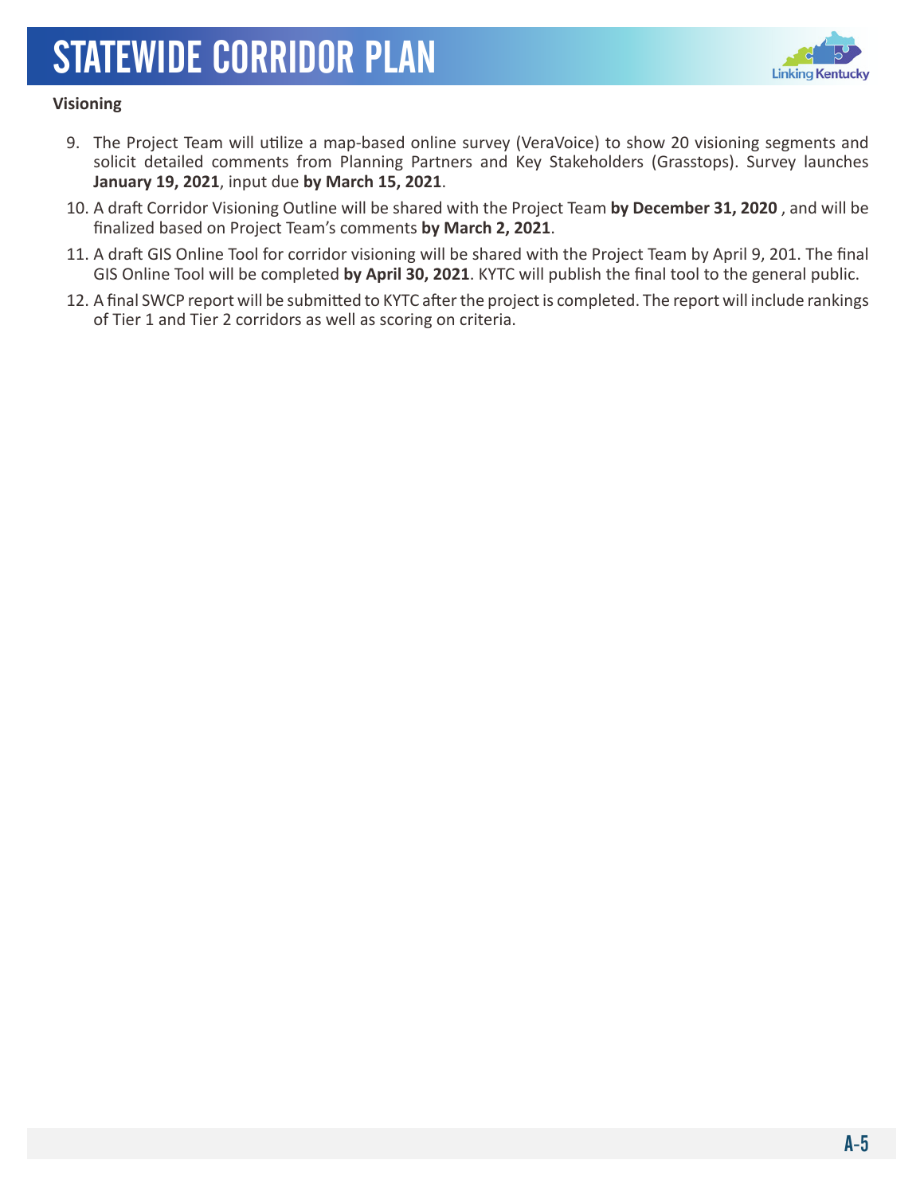**Visioning**

9. The Project Team will utilize a map-based online survey (VeraVoice) to show 20 visioning segments and solicit detailed comments from Planning Partners and Key Stakeholders (Grasstops). Survey launches **January 19, 2021**, input due **by March 15, 2021**.
10. A draft Corridor Visioning Outline will be shared with the Project Team **by December 31, 2020** , and will be finalized based on Project Team's comments **by March 2, 2021**.
11. A draft GIS Online Tool for corridor visioning will be shared with the Project Team by April 9, 201. The final GIS Online Tool will be completed **by April 30, 2021**. KYTC will publish the final tool to the general public.
12. A final SWCP report will be submitted to KYTC after the project is completed. The report will include rankings of Tier 1 and Tier 2 corridors as well as scoring on criteria.